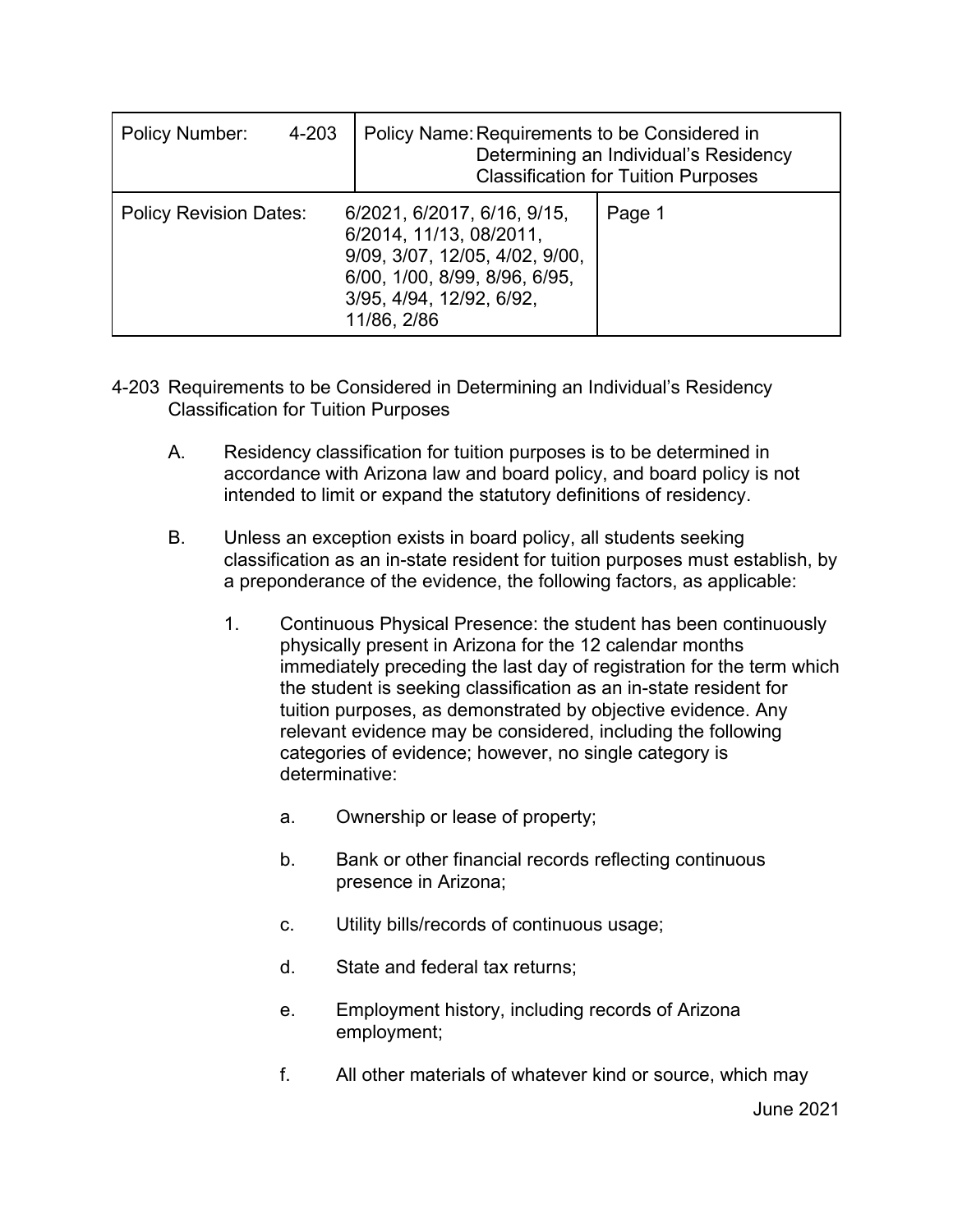| Policy Number: 4-203 | Policy Name: Requirements to be Considered in Determining an Individual's Residency Classification for Tuition Purposes | |
|---|---|---|
| Policy Revision Dates: | 6/2021, 6/2017, 6/16, 9/15, 6/2014, 11/13, 08/2011, 9/09, 3/07, 12/05, 4/02, 9/00, 6/00, 1/00, 8/99, 8/96, 6/95, 3/95, 4/94, 12/92, 6/92, 11/86, 2/86 | Page 1 |

## 4-203 Requirements to be Considered in Determining an Individual's Residency Classification for Tuition Purposes

A. Residency classification for tuition purposes is to be determined in accordance with Arizona law and board policy, and board policy is not intended to limit or expand the statutory definitions of residency.

B. Unless an exception exists in board policy, all students seeking classification as an in-state resident for tuition purposes must establish, by a preponderance of the evidence, the following factors, as applicable:

1. Continuous Physical Presence: the student has been continuously physically present in Arizona for the 12 calendar months immediately preceding the last day of registration for the term which the student is seeking classification as an in-state resident for tuition purposes, as demonstrated by objective evidence. Any relevant evidence may be considered, including the following categories of evidence; however, no single category is determinative:

    a. Ownership or lease of property;

    b. Bank or other financial records reflecting continuous presence in Arizona;

    c. Utility bills/records of continuous usage;

    d. State and federal tax returns;

    e. Employment history, including records of Arizona employment;

    f. All other materials of whatever kind or source, which may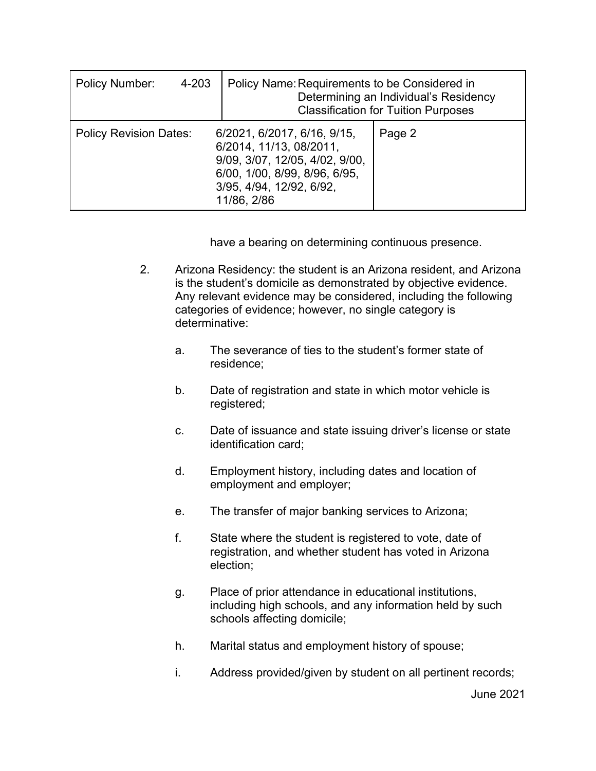have a bearing on determining continuous presence.

2. Arizona Residency: the student is an Arizona resident, and Arizona is the student's domicile as demonstrated by objective evidence. Any relevant evidence may be considered, including the following categories of evidence; however, no single category is determinative:

    a. The severance of ties to the student's former state of residence;

    b. Date of registration and state in which motor vehicle is registered;

    c. Date of issuance and state issuing driver's license or state identification card;

    d. Employment history, including dates and location of employment and employer;

    e. The transfer of major banking services to Arizona;

    f. State where the student is registered to vote, date of registration, and whether student has voted in Arizona election;

    g. Place of prior attendance in educational institutions, including high schools, and any information held by such schools affecting domicile;

    h. Marital status and employment history of spouse;

    i. Address provided/given by student on all pertinent records;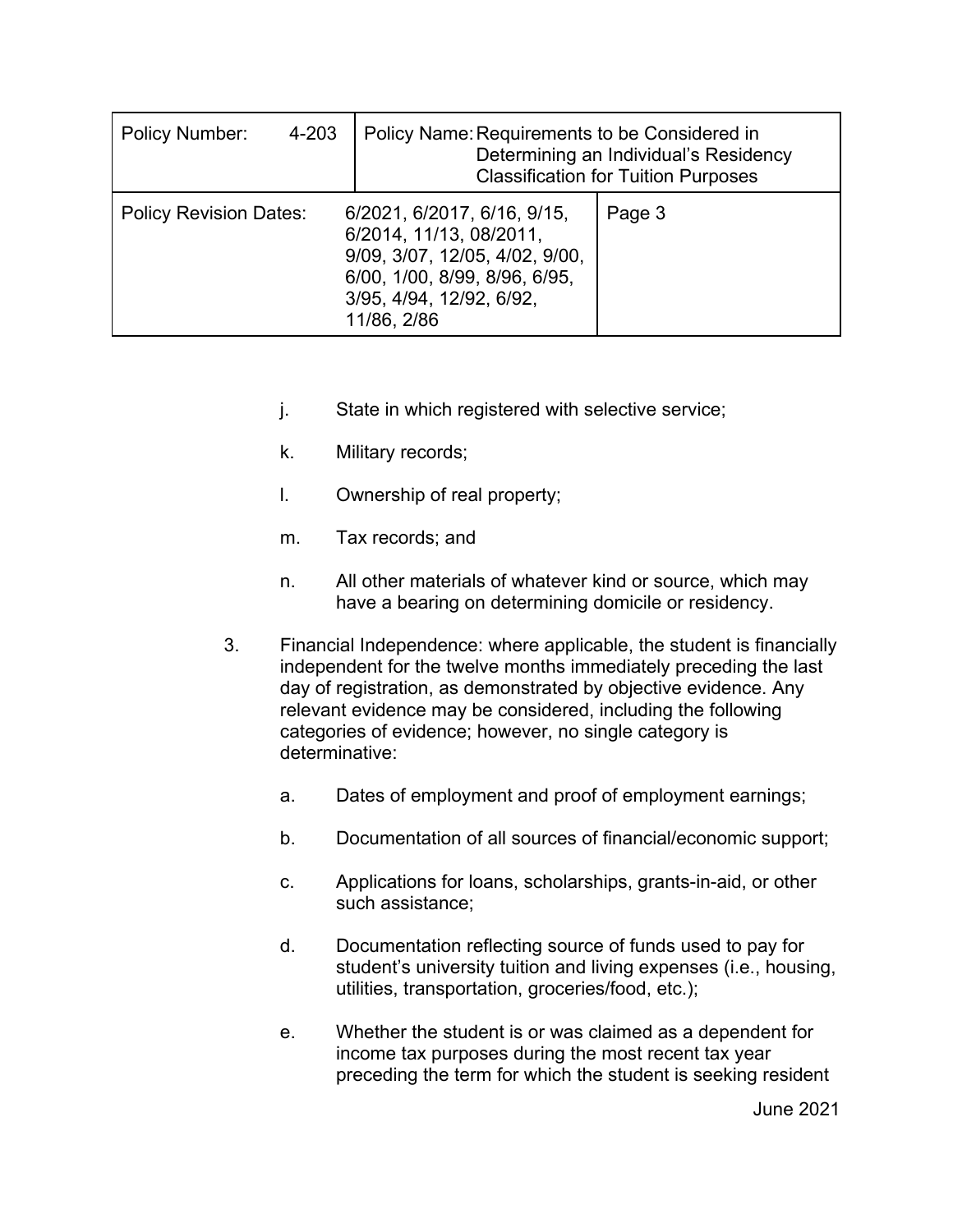j. State in which registered with selective service;

k. Military records;

l. Ownership of real property;

m. Tax records; and

n. All other materials of whatever kind or source, which may have a bearing on determining domicile or residency.

3. Financial Independence: where applicable, the student is financially independent for the twelve months immediately preceding the last day of registration, as demonstrated by objective evidence. Any relevant evidence may be considered, including the following categories of evidence; however, no single category is determinative:

   a. Dates of employment and proof of employment earnings;

   b. Documentation of all sources of financial/economic support;

   c. Applications for loans, scholarships, grants-in-aid, or other such assistance;

   d. Documentation reflecting source of funds used to pay for student's university tuition and living expenses (i.e., housing, utilities, transportation, groceries/food, etc.);

   e. Whether the student is or was claimed as a dependent for income tax purposes during the most recent tax year preceding the term for which the student is seeking resident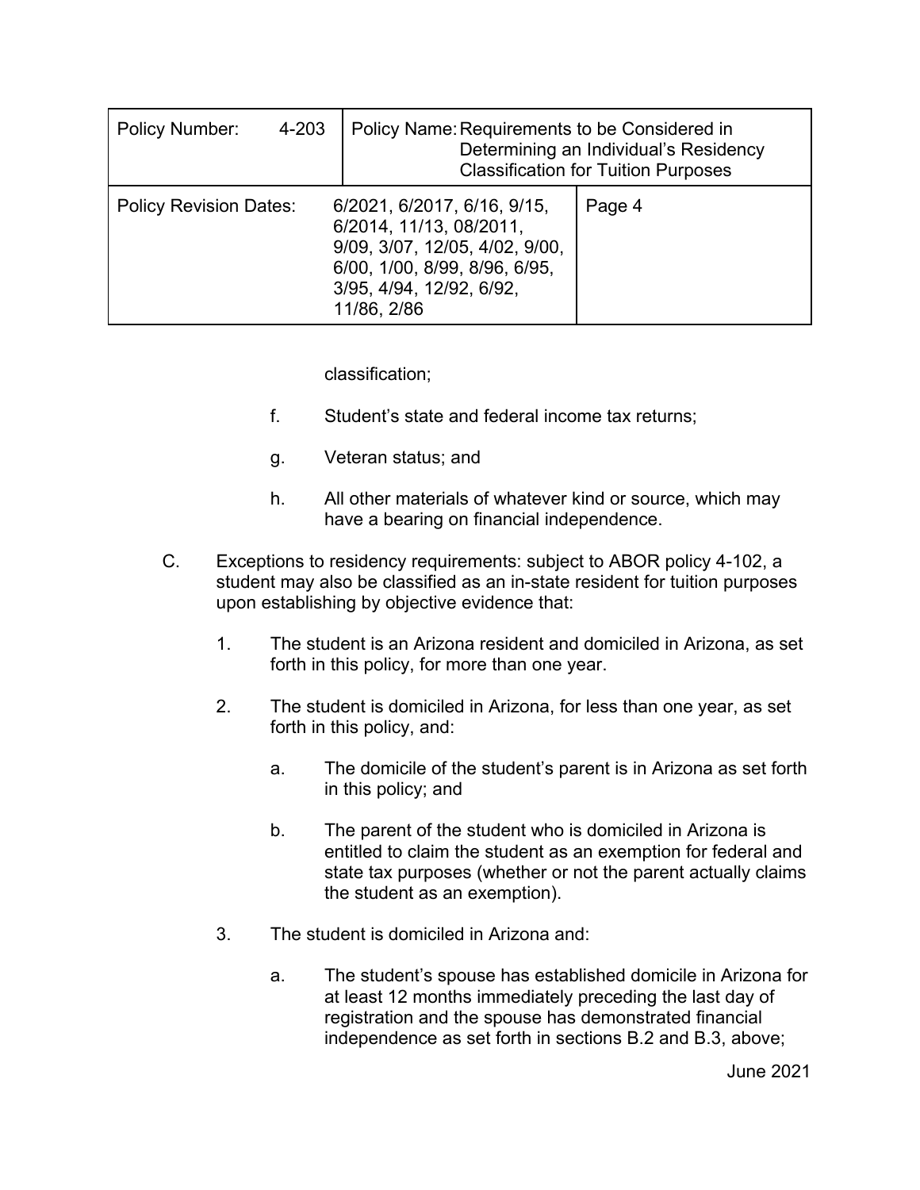classification;

f. Student's state and federal income tax returns;

g. Veteran status; and

h. All other materials of whatever kind or source, which may have a bearing on financial independence.

C. Exceptions to residency requirements: subject to ABOR policy 4-102, a student may also be classified as an in-state resident for tuition purposes upon establishing by objective evidence that:

1. The student is an Arizona resident and domiciled in Arizona, as set forth in this policy, for more than one year.

2. The student is domiciled in Arizona, for less than one year, as set forth in this policy, and:

   a. The domicile of the student's parent is in Arizona as set forth in this policy; and

   b. The parent of the student who is domiciled in Arizona is entitled to claim the student as an exemption for federal and state tax purposes (whether or not the parent actually claims the student as an exemption).

3. The student is domiciled in Arizona and:

   a. The student's spouse has established domicile in Arizona for at least 12 months immediately preceding the last day of registration and the spouse has demonstrated financial independence as set forth in sections B.2 and B.3, above;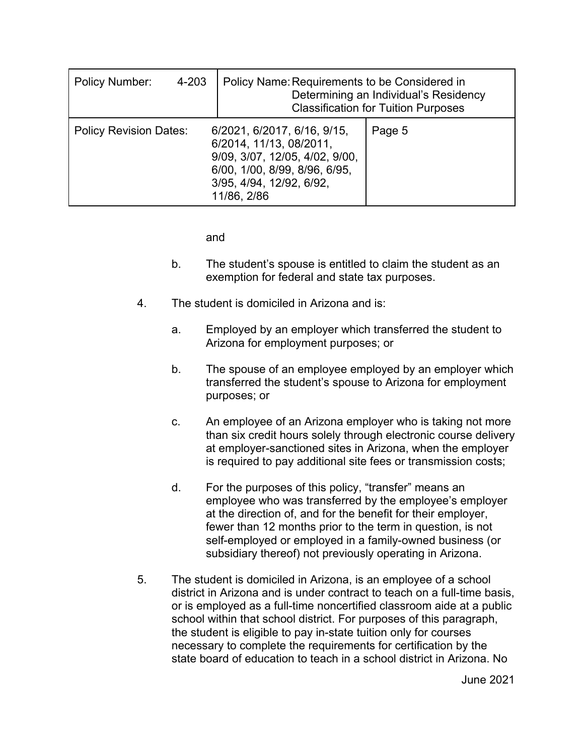and

b. The student's spouse is entitled to claim the student as an exemption for federal and state tax purposes.

4. The student is domiciled in Arizona and is:

   a. Employed by an employer which transferred the student to Arizona for employment purposes; or

   b. The spouse of an employee employed by an employer which transferred the student's spouse to Arizona for employment purposes; or

   c. An employee of an Arizona employer who is taking not more than six credit hours solely through electronic course delivery at employer-sanctioned sites in Arizona, when the employer is required to pay additional site fees or transmission costs;

   d. For the purposes of this policy, "transfer" means an employee who was transferred by the employee's employer at the direction of, and for the benefit for their employer, fewer than 12 months prior to the term in question, is not self-employed or employed in a family-owned business (or subsidiary thereof) not previously operating in Arizona.

5. The student is domiciled in Arizona, is an employee of a school district in Arizona and is under contract to teach on a full-time basis, or is employed as a full-time noncertified classroom aide at a public school within that school district. For purposes of this paragraph, the student is eligible to pay in-state tuition only for courses necessary to complete the requirements for certification by the state board of education to teach in a school district in Arizona. No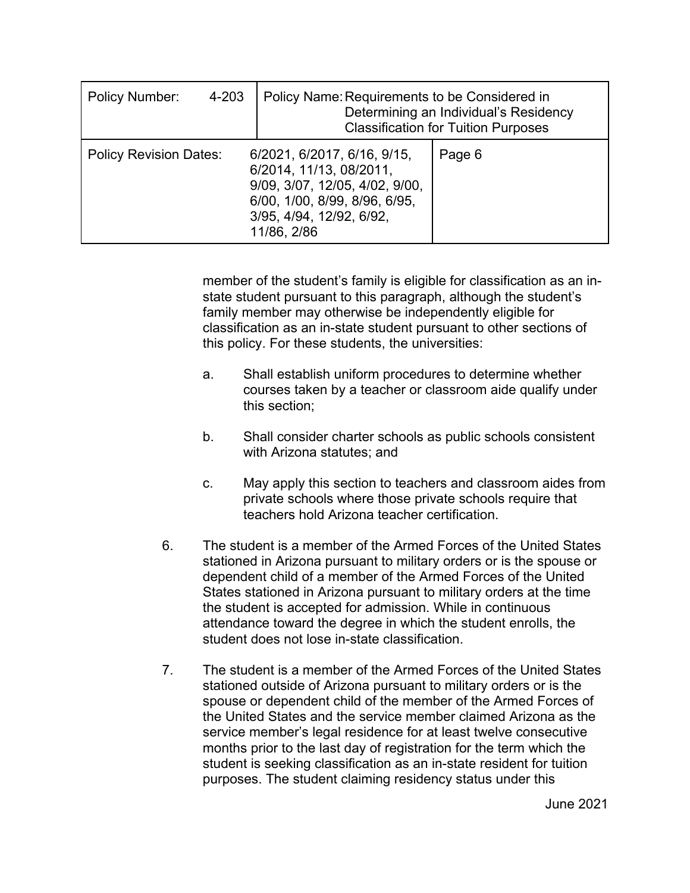member of the student's family is eligible for classification as an in-state student pursuant to this paragraph, although the student's family member may otherwise be independently eligible for classification as an in-state student pursuant to other sections of this policy. For these students, the universities:

a. Shall establish uniform procedures to determine whether courses taken by a teacher or classroom aide qualify under this section;

b. Shall consider charter schools as public schools consistent with Arizona statutes; and

c. May apply this section to teachers and classroom aides from private schools where those private schools require that teachers hold Arizona teacher certification.

6. The student is a member of the Armed Forces of the United States stationed in Arizona pursuant to military orders or is the spouse or dependent child of a member of the Armed Forces of the United States stationed in Arizona pursuant to military orders at the time the student is accepted for admission. While in continuous attendance toward the degree in which the student enrolls, the student does not lose in-state classification.

7. The student is a member of the Armed Forces of the United States stationed outside of Arizona pursuant to military orders or is the spouse or dependent child of the member of the Armed Forces of the United States and the service member claimed Arizona as the service member's legal residence for at least twelve consecutive months prior to the last day of registration for the term which the student is seeking classification as an in-state resident for tuition purposes. The student claiming residency status under this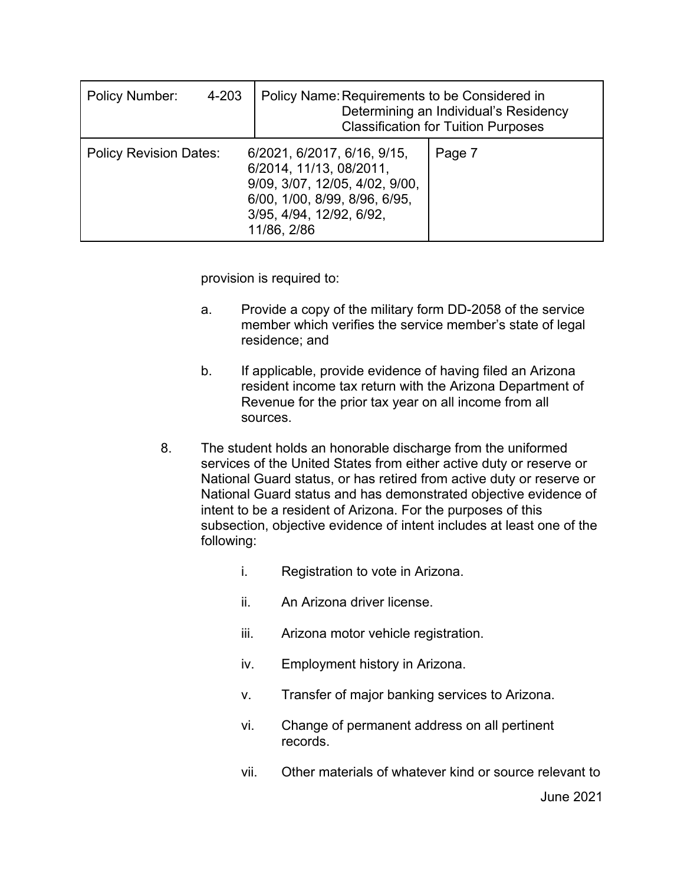provision is required to:

a. Provide a copy of the military form DD-2058 of the service member which verifies the service member's state of legal residence; and

b. If applicable, provide evidence of having filed an Arizona resident income tax return with the Arizona Department of Revenue for the prior tax year on all income from all sources.

8. The student holds an honorable discharge from the uniformed services of the United States from either active duty or reserve or National Guard status, or has retired from active duty or reserve or National Guard status and has demonstrated objective evidence of intent to be a resident of Arizona. For the purposes of this subsection, objective evidence of intent includes at least one of the following:

   i. Registration to vote in Arizona.

   ii. An Arizona driver license.

   iii. Arizona motor vehicle registration.

   iv. Employment history in Arizona.

   v. Transfer of major banking services to Arizona.

   vi. Change of permanent address on all pertinent records.

   vii. Other materials of whatever kind or source relevant to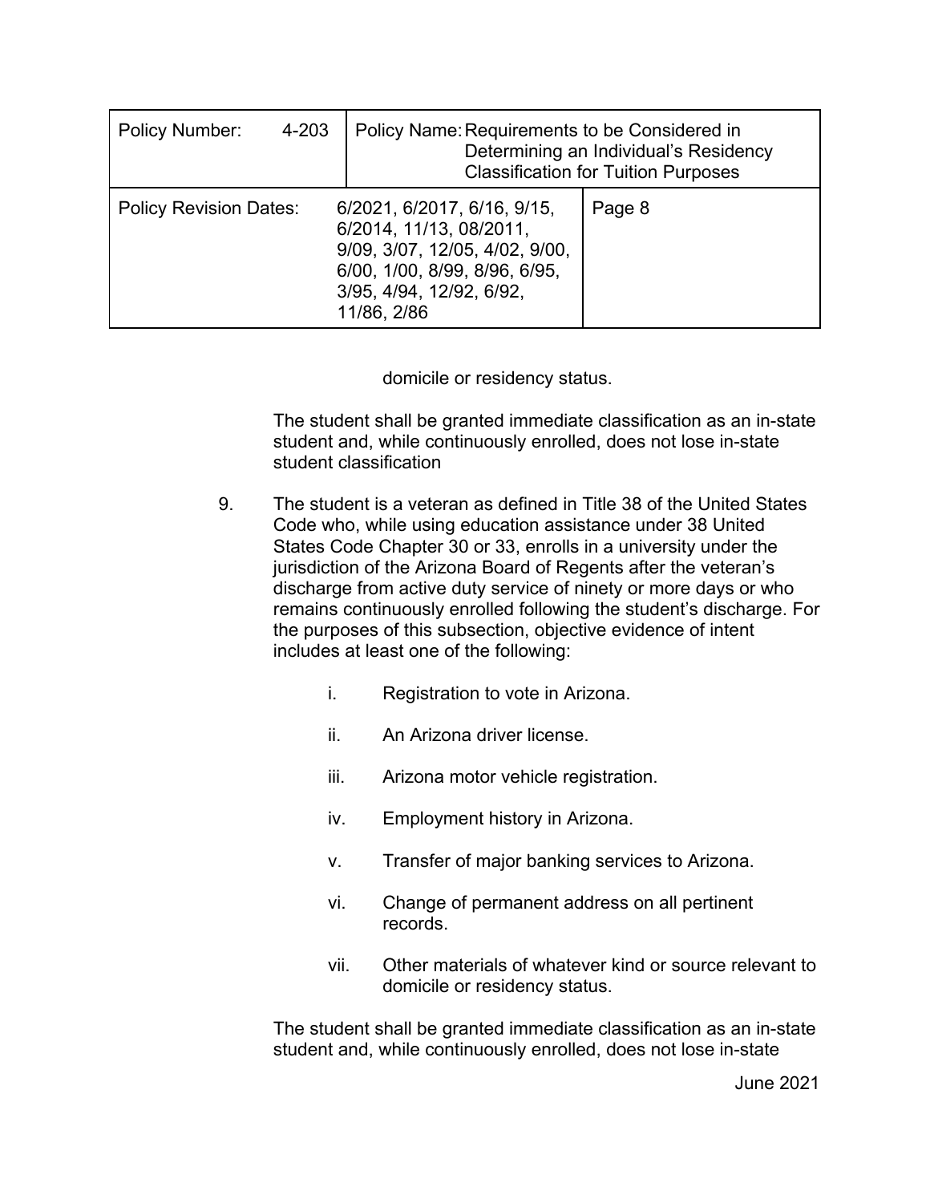domicile or residency status.

The student shall be granted immediate classification as an in-state student and, while continuously enrolled, does not lose in-state student classification

9. The student is a veteran as defined in Title 38 of the United States Code who, while using education assistance under 38 United States Code Chapter 30 or 33, enrolls in a university under the jurisdiction of the Arizona Board of Regents after the veteran's discharge from active duty service of ninety or more days or who remains continuously enrolled following the student's discharge. For the purposes of this subsection, objective evidence of intent includes at least one of the following:

    i. Registration to vote in Arizona.

    ii. An Arizona driver license.

    iii. Arizona motor vehicle registration.

    iv. Employment history in Arizona.

    v. Transfer of major banking services to Arizona.

    vi. Change of permanent address on all pertinent records.

    vii. Other materials of whatever kind or source relevant to domicile or residency status.

The student shall be granted immediate classification as an in-state student and, while continuously enrolled, does not lose in-state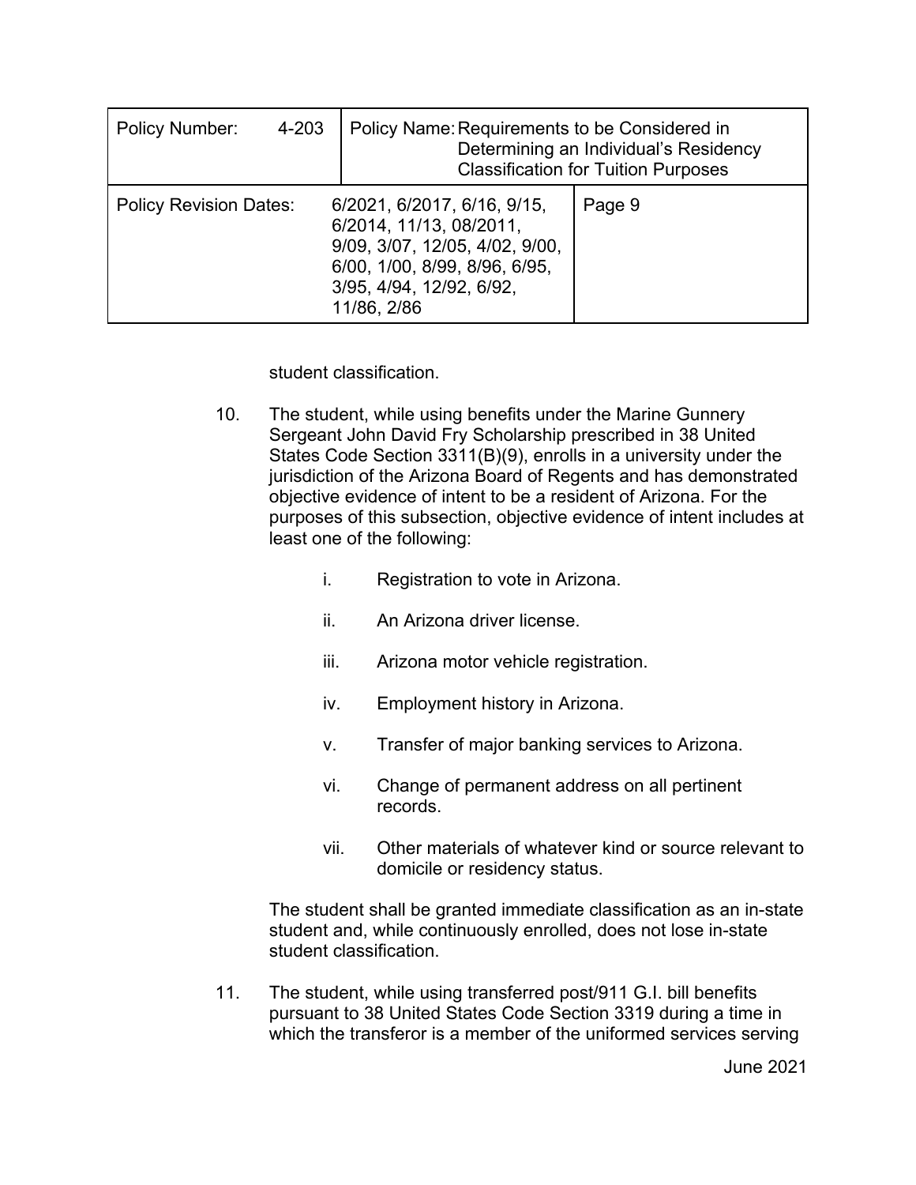student classification.

10. The student, while using benefits under the Marine Gunnery Sergeant John David Fry Scholarship prescribed in 38 United States Code Section 3311(B)(9), enrolls in a university under the jurisdiction of the Arizona Board of Regents and has demonstrated objective evidence of intent to be a resident of Arizona. For the purposes of this subsection, objective evidence of intent includes at least one of the following:

    i. Registration to vote in Arizona.

    ii. An Arizona driver license.

    iii. Arizona motor vehicle registration.

    iv. Employment history in Arizona.

    v. Transfer of major banking services to Arizona.

    vi. Change of permanent address on all pertinent records.

    vii. Other materials of whatever kind or source relevant to domicile or residency status.

    The student shall be granted immediate classification as an in-state student and, while continuously enrolled, does not lose in-state student classification.

11. The student, while using transferred post/911 G.I. bill benefits pursuant to 38 United States Code Section 3319 during a time in which the transferor is a member of the uniformed services serving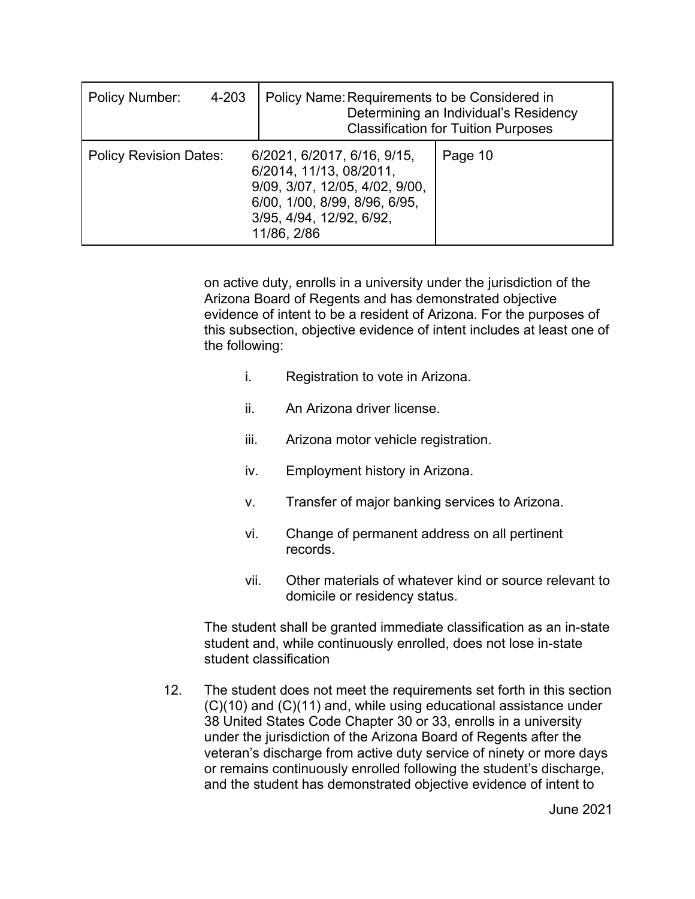on active duty, enrolls in a university under the jurisdiction of the Arizona Board of Regents and has demonstrated objective evidence of intent to be a resident of Arizona. For the purposes of this subsection, objective evidence of intent includes at least one of the following:

i. Registration to vote in Arizona.

ii. An Arizona driver license.

iii. Arizona motor vehicle registration.

iv. Employment history in Arizona.

v. Transfer of major banking services to Arizona.

vi. Change of permanent address on all pertinent records.

vii. Other materials of whatever kind or source relevant to domicile or residency status.

The student shall be granted immediate classification as an in-state student and, while continuously enrolled, does not lose in-state student classification

12. The student does not meet the requirements set forth in this section (C)(10) and (C)(11) and, while using educational assistance under 38 United States Code Chapter 30 or 33, enrolls in a university under the jurisdiction of the Arizona Board of Regents after the veteran's discharge from active duty service of ninety or more days or remains continuously enrolled following the student's discharge, and the student has demonstrated objective evidence of intent to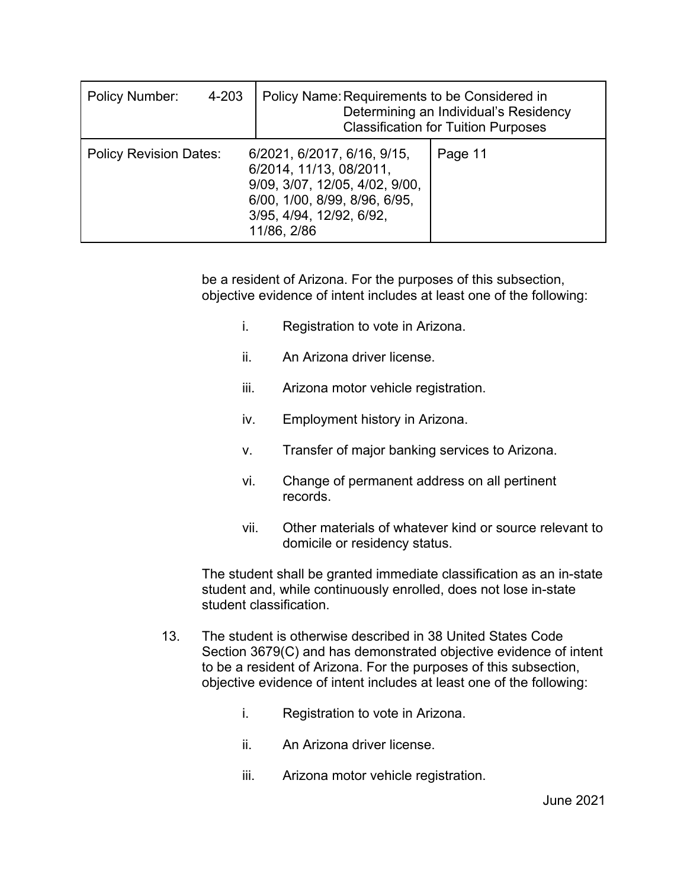be a resident of Arizona. For the purposes of this subsection, objective evidence of intent includes at least one of the following:

i. Registration to vote in Arizona.

ii. An Arizona driver license.

iii. Arizona motor vehicle registration.

iv. Employment history in Arizona.

v. Transfer of major banking services to Arizona.

vi. Change of permanent address on all pertinent records.

vii. Other materials of whatever kind or source relevant to domicile or residency status.

The student shall be granted immediate classification as an in-state student and, while continuously enrolled, does not lose in-state student classification.

13. The student is otherwise described in 38 United States Code Section 3679(C) and has demonstrated objective evidence of intent to be a resident of Arizona. For the purposes of this subsection, objective evidence of intent includes at least one of the following:

 i. Registration to vote in Arizona.

 ii. An Arizona driver license.

 iii. Arizona motor vehicle registration.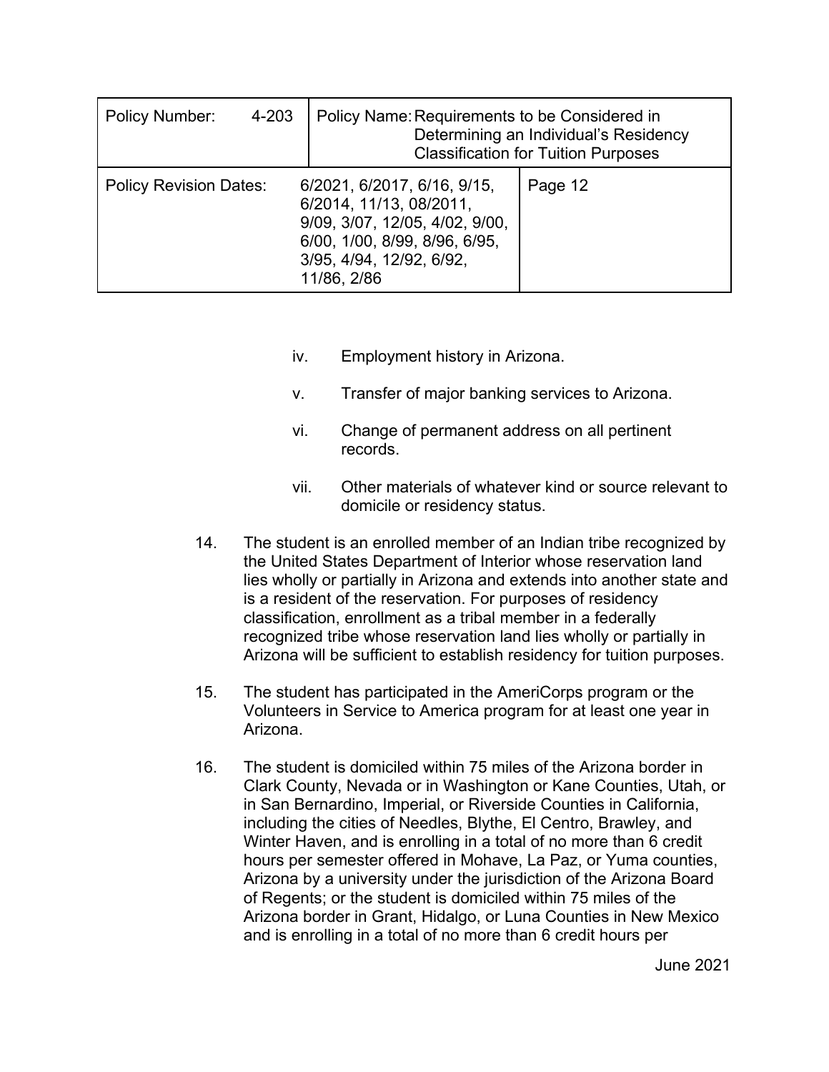iv. Employment history in Arizona.

v. Transfer of major banking services to Arizona.

vi. Change of permanent address on all pertinent records.

vii. Other materials of whatever kind or source relevant to domicile or residency status.

14. The student is an enrolled member of an Indian tribe recognized by the United States Department of Interior whose reservation land lies wholly or partially in Arizona and extends into another state and is a resident of the reservation. For purposes of residency classification, enrollment as a tribal member in a federally recognized tribe whose reservation land lies wholly or partially in Arizona will be sufficient to establish residency for tuition purposes.

15. The student has participated in the AmeriCorps program or the Volunteers in Service to America program for at least one year in Arizona.

16. The student is domiciled within 75 miles of the Arizona border in Clark County, Nevada or in Washington or Kane Counties, Utah, or in San Bernardino, Imperial, or Riverside Counties in California, including the cities of Needles, Blythe, El Centro, Brawley, and Winter Haven, and is enrolling in a total of no more than 6 credit hours per semester offered in Mohave, La Paz, or Yuma counties, Arizona by a university under the jurisdiction of the Arizona Board of Regents; or the student is domiciled within 75 miles of the Arizona border in Grant, Hidalgo, or Luna Counties in New Mexico and is enrolling in a total of no more than 6 credit hours per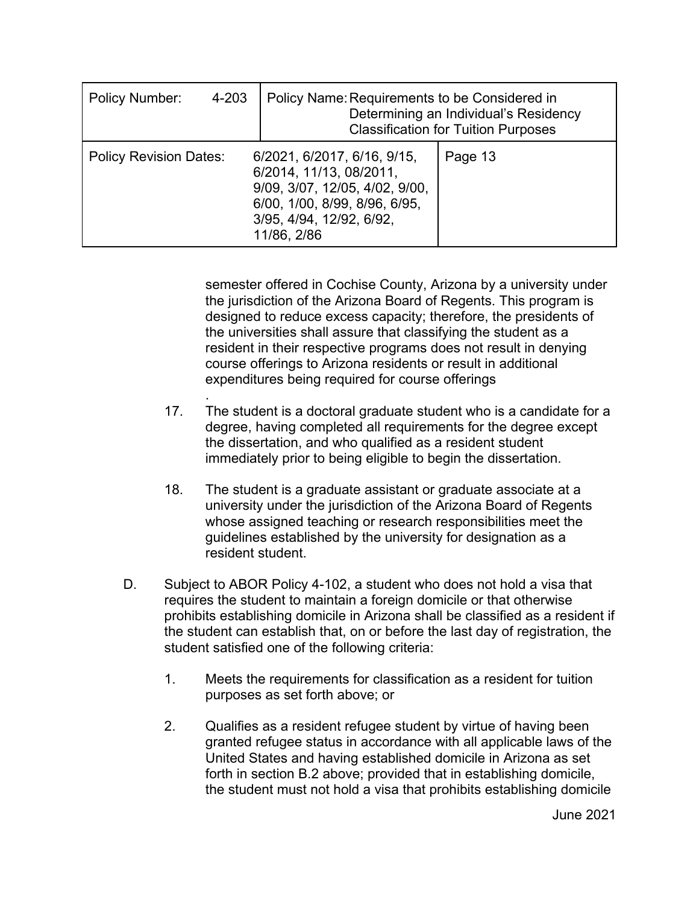semester offered in Cochise County, Arizona by a university under the jurisdiction of the Arizona Board of Regents. This program is designed to reduce excess capacity; therefore, the presidents of the universities shall assure that classifying the student as a resident in their respective programs does not result in denying course offerings to Arizona residents or result in additional expenditures being required for course offerings.

17. The student is a doctoral graduate student who is a candidate for a degree, having completed all requirements for the degree except the dissertation, and who qualified as a resident student immediately prior to being eligible to begin the dissertation.

18. The student is a graduate assistant or graduate associate at a university under the jurisdiction of the Arizona Board of Regents whose assigned teaching or research responsibilities meet the guidelines established by the university for designation as a resident student.

D. Subject to ABOR Policy 4-102, a student who does not hold a visa that requires the student to maintain a foreign domicile or that otherwise prohibits establishing domicile in Arizona shall be classified as a resident if the student can establish that, on or before the last day of registration, the student satisfied one of the following criteria:

1. Meets the requirements for classification as a resident for tuition purposes as set forth above; or

2. Qualifies as a resident refugee student by virtue of having been granted refugee status in accordance with all applicable laws of the United States and having established domicile in Arizona as set forth in section B.2 above; provided that in establishing domicile, the student must not hold a visa that prohibits establishing domicile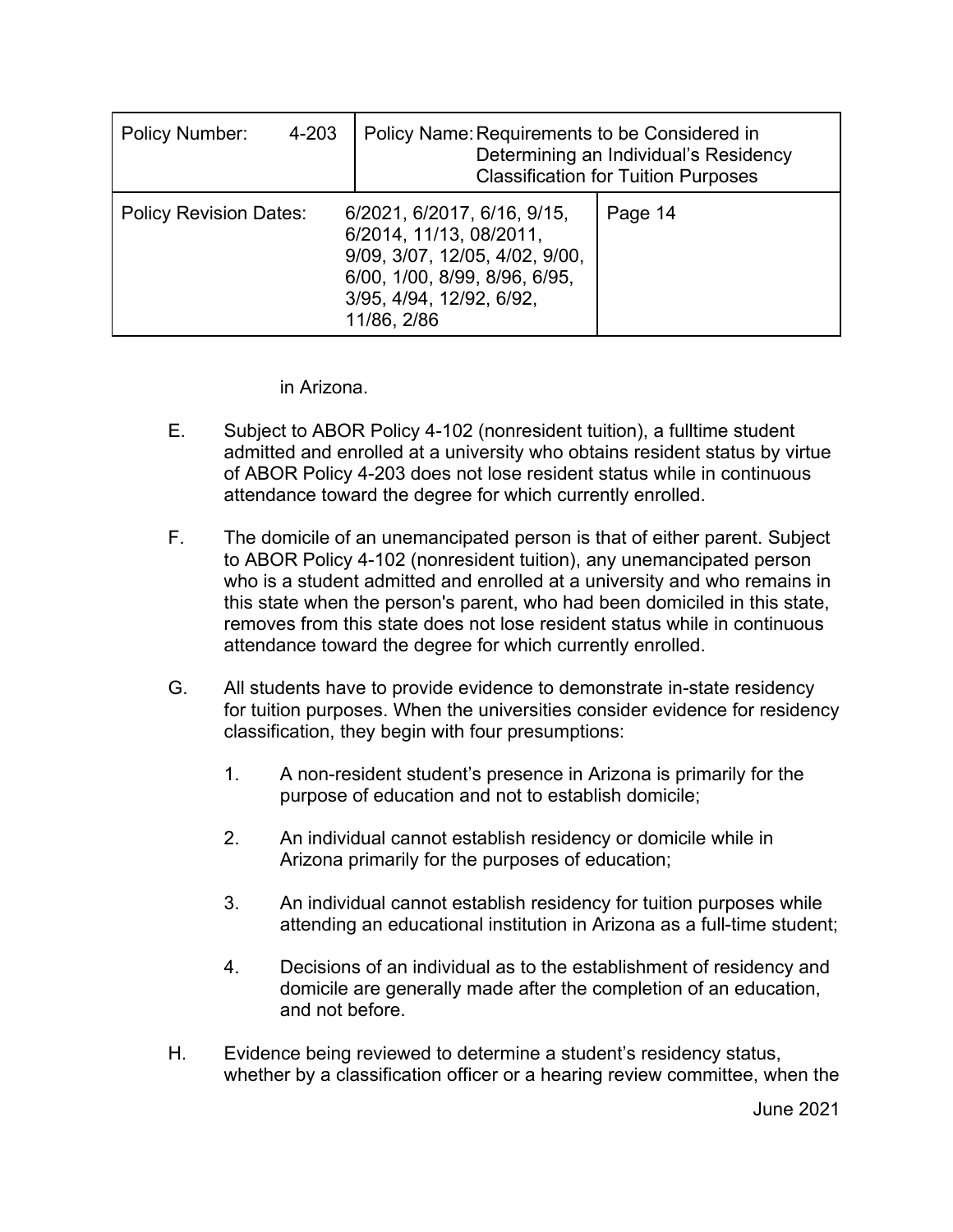in Arizona.

E. Subject to ABOR Policy 4-102 (nonresident tuition), a fulltime student admitted and enrolled at a university who obtains resident status by virtue of ABOR Policy 4-203 does not lose resident status while in continuous attendance toward the degree for which currently enrolled.

F. The domicile of an unemancipated person is that of either parent. Subject to ABOR Policy 4-102 (nonresident tuition), any unemancipated person who is a student admitted and enrolled at a university and who remains in this state when the person's parent, who had been domiciled in this state, removes from this state does not lose resident status while in continuous attendance toward the degree for which currently enrolled.

G. All students have to provide evidence to demonstrate in-state residency for tuition purposes. When the universities consider evidence for residency classification, they begin with four presumptions:

   1. A non-resident student's presence in Arizona is primarily for the purpose of education and not to establish domicile;

   2. An individual cannot establish residency or domicile while in Arizona primarily for the purposes of education;

   3. An individual cannot establish residency for tuition purposes while attending an educational institution in Arizona as a full-time student;

   4. Decisions of an individual as to the establishment of residency and domicile are generally made after the completion of an education, and not before.

H. Evidence being reviewed to determine a student's residency status, whether by a classification officer or a hearing review committee, when the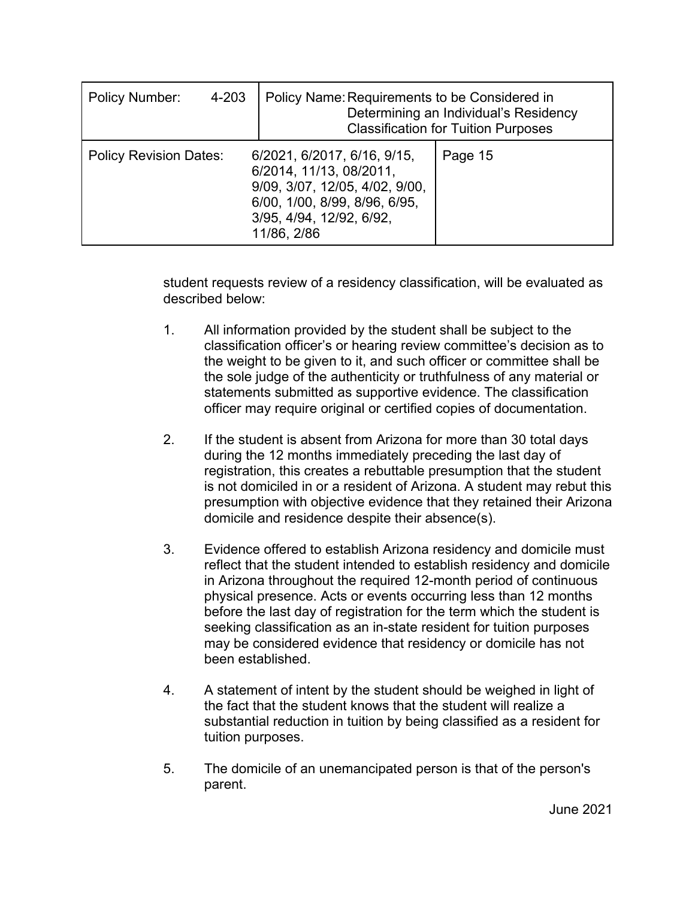student requests review of a residency classification, will be evaluated as described below:

1. All information provided by the student shall be subject to the classification officer's or hearing review committee's decision as to the weight to be given to it, and such officer or committee shall be the sole judge of the authenticity or truthfulness of any material or statements submitted as supportive evidence. The classification officer may require original or certified copies of documentation.

2. If the student is absent from Arizona for more than 30 total days during the 12 months immediately preceding the last day of registration, this creates a rebuttable presumption that the student is not domiciled in or a resident of Arizona. A student may rebut this presumption with objective evidence that they retained their Arizona domicile and residence despite their absence(s).

3. Evidence offered to establish Arizona residency and domicile must reflect that the student intended to establish residency and domicile in Arizona throughout the required 12-month period of continuous physical presence. Acts or events occurring less than 12 months before the last day of registration for the term which the student is seeking classification as an in-state resident for tuition purposes may be considered evidence that residency or domicile has not been established.

4. A statement of intent by the student should be weighed in light of the fact that the student knows that the student will realize a substantial reduction in tuition by being classified as a resident for tuition purposes.

5. The domicile of an unemancipated person is that of the person's parent.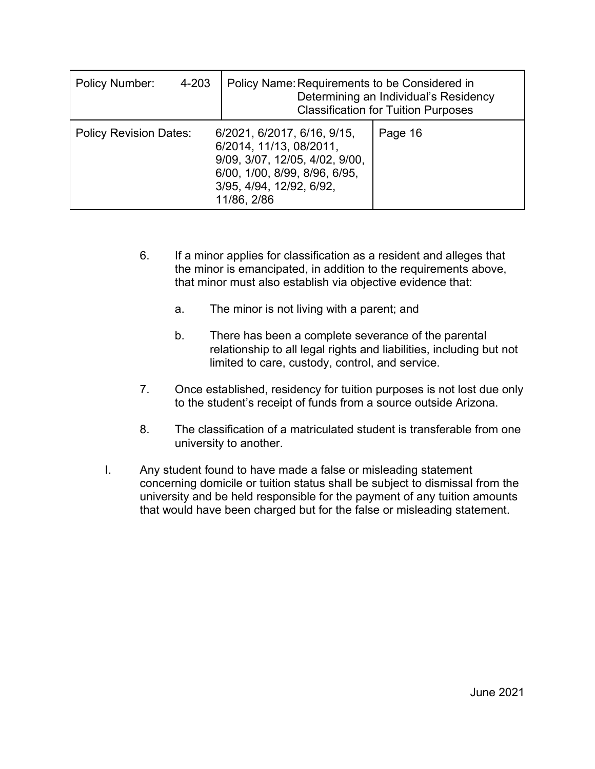6. If a minor applies for classification as a resident and alleges that the minor is emancipated, in addition to the requirements above, that minor must also establish via objective evidence that:

   a. The minor is not living with a parent; and

   b. There has been a complete severance of the parental relationship to all legal rights and liabilities, including but not limited to care, custody, control, and service.

7. Once established, residency for tuition purposes is not lost due only to the student's receipt of funds from a source outside Arizona.

8. The classification of a matriculated student is transferable from one university to another.

I. Any student found to have made a false or misleading statement concerning domicile or tuition status shall be subject to dismissal from the university and be held responsible for the payment of any tuition amounts that would have been charged but for the false or misleading statement.